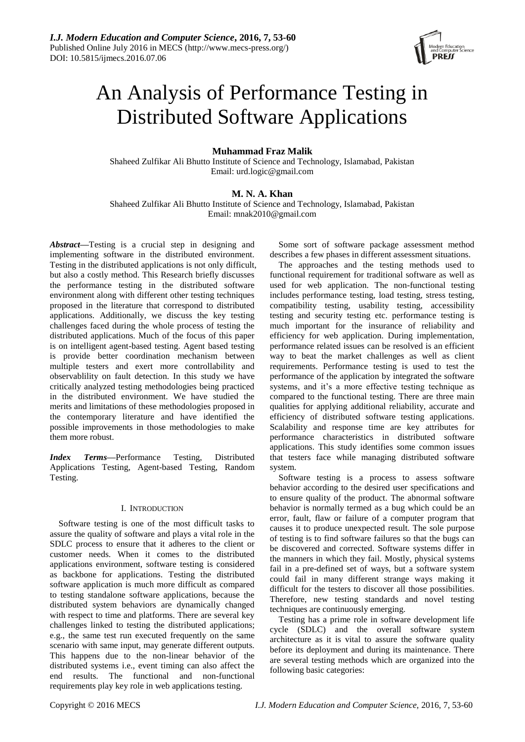# An Analysis of Performance Testing in Distributed Software Applications

**Muhammad Fraz Malik**

Shaheed Zulfikar Ali Bhutto Institute of Science and Technology, Islamabad, Pakistan
Email: urd.logic@gmail.com

**M. N. A. Khan**

Shaheed Zulfikar Ali Bhutto Institute of Science and Technology, Islamabad, Pakistan
Email: mnak2010@gmail.com

***Abstract*—**Testing is a crucial step in designing and implementing software in the distributed environment. Testing in the distributed applications is not only difficult, but also a costly method. This Research briefly discusses the performance testing in the distributed software environment along with different other testing techniques proposed in the literature that correspond to distributed applications. Additionally, we discuss the key testing challenges faced during the whole process of testing the distributed applications. Much of the focus of this paper is on intelligent agent-based testing. Agent based testing is provide better coordination mechanism between multiple testers and exert more controllability and observablility on fault detection. In this study we have critically analyzed testing methodologies being practiced in the distributed environment. We have studied the merits and limitations of these methodologies proposed in the contemporary literature and have identified the possible improvements in those methodologies to make them more robust.

***Index Terms*—**Performance Testing, Distributed Applications Testing, Agent-based Testing, Random Testing.

## I. Introduction

Software testing is one of the most difficult tasks to assure the quality of software and plays a vital role in the SDLC process to ensure that it adheres to the client or customer needs. When it comes to the distributed applications environment, software testing is considered as backbone for applications. Testing the distributed software application is much more difficult as compared to testing standalone software applications, because the distributed system behaviors are dynamically changed with respect to time and platforms. There are several key challenges linked to testing the distributed applications; e.g., the same test run executed frequently on the same scenario with same input, may generate different outputs. This happens due to the non-linear behavior of the distributed systems i.e., event timing can also affect the end results. The functional and non-functional requirements play key role in web applications testing.

Some sort of software package assessment method describes a few phases in different assessment situations.

The approaches and the testing methods used to functional requirement for traditional software as well as used for web application. The non-functional testing includes performance testing, load testing, stress testing, compatibility testing, usability testing, accessibility testing and security testing etc. performance testing is much important for the insurance of reliability and efficiency for web application. During implementation, performance related issues can be resolved is an efficient way to beat the market challenges as well as client requirements. Performance testing is used to test the performance of the application by integrated the software systems, and it's a more effective testing technique as compared to the functional testing. There are three main qualities for applying additional reliability, accurate and efficiency of distributed software testing applications. Scalability and response time are key attributes for performance characteristics in distributed software applications. This study identifies some common issues that testers face while managing distributed software system.

Software testing is a process to assess software behavior according to the desired user specifications and to ensure quality of the product. The abnormal software behavior is normally termed as a bug which could be an error, fault, flaw or failure of a computer program that causes it to produce unexpected result. The sole purpose of testing is to find software failures so that the bugs can be discovered and corrected. Software systems differ in the manners in which they fail. Mostly, physical systems fail in a pre-defined set of ways, but a software system could fail in many different strange ways making it difficult for the testers to discover all those possibilities. Therefore, new testing standards and novel testing techniques are continuously emerging.

Testing has a prime role in software development life cycle (SDLC) and the overall software system architecture as it is vital to assure the software quality before its deployment and during its maintenance. There are several testing methods which are organized into the following basic categories: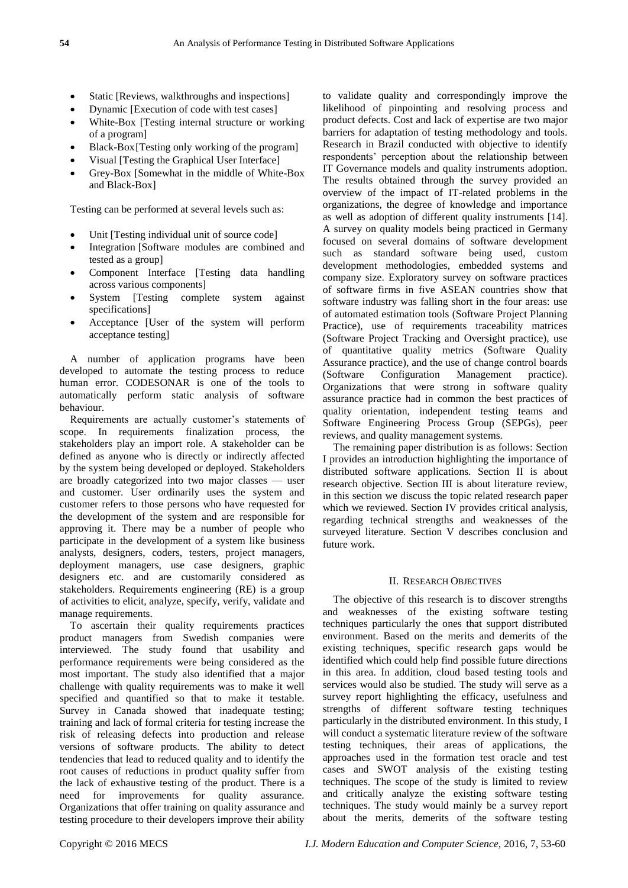- Static [Reviews, walkthroughs and inspections]
- Dynamic [Execution of code with test cases]
- White-Box [Testing internal structure or working of a program]
- Black-Box[Testing only working of the program]
- Visual [Testing the Graphical User Interface]
- Grey-Box [Somewhat in the middle of White-Box and Black-Box]

Testing can be performed at several levels such as:

- Unit [Testing individual unit of source code]
- Integration [Software modules are combined and tested as a group]
- Component Interface [Testing data handling across various components]
- System [Testing complete system against specifications]
- Acceptance [User of the system will perform acceptance testing]

A number of application programs have been developed to automate the testing process to reduce human error. CODESONAR is one of the tools to automatically perform static analysis of software behaviour.

Requirements are actually customer's statements of scope. In requirements finalization process, the stakeholders play an import role. A stakeholder can be defined as anyone who is directly or indirectly affected by the system being developed or deployed. Stakeholders are broadly categorized into two major classes — user and customer. User ordinarily uses the system and customer refers to those persons who have requested for the development of the system and are responsible for approving it. There may be a number of people who participate in the development of a system like business analysts, designers, coders, testers, project managers, deployment managers, use case designers, graphic designers etc. and are customarily considered as stakeholders. Requirements engineering (RE) is a group of activities to elicit, analyze, specify, verify, validate and manage requirements.

To ascertain their quality requirements practices product managers from Swedish companies were interviewed. The study found that usability and performance requirements were being considered as the most important. The study also identified that a major challenge with quality requirements was to make it well specified and quantified so that to make it testable. Survey in Canada showed that inadequate testing; training and lack of formal criteria for testing increase the risk of releasing defects into production and release versions of software products. The ability to detect tendencies that lead to reduced quality and to identify the root causes of reductions in product quality suffer from the lack of exhaustive testing of the product. There is a need for improvements for quality assurance. Organizations that offer training on quality assurance and testing procedure to their developers improve their ability to validate quality and correspondingly improve the likelihood of pinpointing and resolving process and product defects. Cost and lack of expertise are two major barriers for adaptation of testing methodology and tools. Research in Brazil conducted with objective to identify respondents' perception about the relationship between IT Governance models and quality instruments adoption. The results obtained through the survey provided an overview of the impact of IT-related problems in the organizations, the degree of knowledge and importance as well as adoption of different quality instruments [14]. A survey on quality models being practiced in Germany focused on several domains of software development such as standard software being used, custom development methodologies, embedded systems and company size. Exploratory survey on software practices of software firms in five ASEAN countries show that software industry was falling short in the four areas: use of automated estimation tools (Software Project Planning Practice), use of requirements traceability matrices (Software Project Tracking and Oversight practice), use of quantitative quality metrics (Software Quality Assurance practice), and the use of change control boards (Software Configuration Management practice). Organizations that were strong in software quality assurance practice had in common the best practices of quality orientation, independent testing teams and Software Engineering Process Group (SEPGs), peer reviews, and quality management systems.

The remaining paper distribution is as follows: Section I provides an introduction highlighting the importance of distributed software applications. Section II is about research objective. Section III is about literature review, in this section we discuss the topic related research paper which we reviewed. Section IV provides critical analysis, regarding technical strengths and weaknesses of the surveyed literature. Section V describes conclusion and future work.

## II. Research Objectives

The objective of this research is to discover strengths and weaknesses of the existing software testing techniques particularly the ones that support distributed environment. Based on the merits and demerits of the existing techniques, specific research gaps would be identified which could help find possible future directions in this area. In addition, cloud based testing tools and services would also be studied. The study will serve as a survey report highlighting the efficacy, usefulness and strengths of different software testing techniques particularly in the distributed environment. In this study, I will conduct a systematic literature review of the software testing techniques, their areas of applications, the approaches used in the formation test oracle and test cases and SWOT analysis of the existing testing techniques. The scope of the study is limited to review and critically analyze the existing software testing techniques. The study would mainly be a survey report about the merits, demerits of the software testing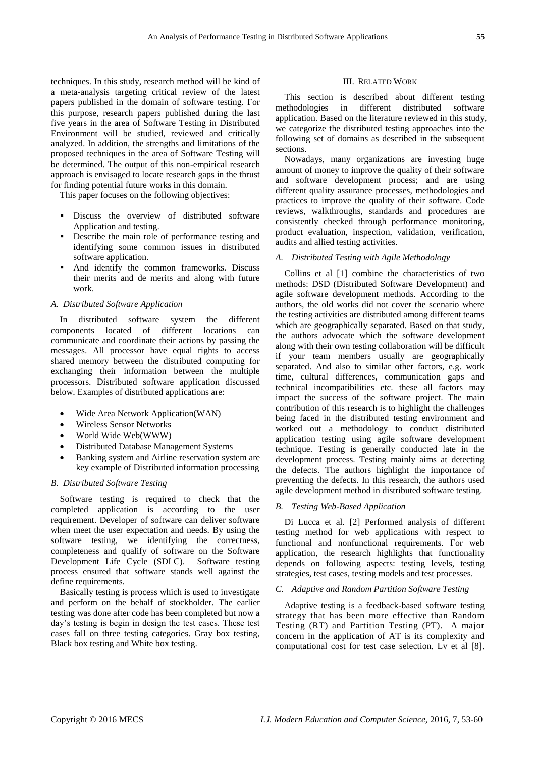techniques. In this study, research method will be kind of a meta-analysis targeting critical review of the latest papers published in the domain of software testing. For this purpose, research papers published during the last five years in the area of Software Testing in Distributed Environment will be studied, reviewed and critically analyzed. In addition, the strengths and limitations of the proposed techniques in the area of Software Testing will be determined. The output of this non-empirical research approach is envisaged to locate research gaps in the thrust for finding potential future works in this domain.

This paper focuses on the following objectives:

- Discuss the overview of distributed software Application and testing.
- Describe the main role of performance testing and identifying some common issues in distributed software application.
- And identify the common frameworks. Discuss their merits and de merits and along with future work.

### *A. Distributed Software Application*

In distributed software system the different components located of different locations can communicate and coordinate their actions by passing the messages. All processor have equal rights to access shared memory between the distributed computing for exchanging their information between the multiple processors. Distributed software application discussed below. Examples of distributed applications are:

- Wide Area Network Application(WAN)
- Wireless Sensor Networks
- World Wide Web(WWW)
- Distributed Database Management Systems
- Banking system and Airline reservation system are key example of Distributed information processing

### *B. Distributed Software Testing*

Software testing is required to check that the completed application is according to the user requirement. Developer of software can deliver software when meet the user expectation and needs. By using the software testing, we identifying the correctness, completeness and qualify of software on the Software Development Life Cycle (SDLC). Software testing process ensured that software stands well against the define requirements.

Basically testing is process which is used to investigate and perform on the behalf of stockholder. The earlier testing was done after code has been completed but now a day's testing is begin in design the test cases. These test cases fall on three testing categories. Gray box testing, Black box testing and White box testing.

## III. Related Work

This section is described about different testing methodologies in different distributed software application. Based on the literature reviewed in this study, we categorize the distributed testing approaches into the following set of domains as described in the subsequent sections.

Nowadays, many organizations are investing huge amount of money to improve the quality of their software and software development process; and are using different quality assurance processes, methodologies and practices to improve the quality of their software. Code reviews, walkthroughs, standards and procedures are consistently checked through performance monitoring, product evaluation, inspection, validation, verification, audits and allied testing activities.

### *A. Distributed Testing with Agile Methodology*

Collins et al [1] combine the characteristics of two methods: DSD (Distributed Software Development) and agile software development methods. According to the authors, the old works did not cover the scenario where the testing activities are distributed among different teams which are geographically separated. Based on that study, the authors advocate which the software development along with their own testing collaboration will be difficult if your team members usually are geographically separated. And also to similar other factors, e.g. work time, cultural differences, communication gaps and technical incompatibilities etc. these all factors may impact the success of the software project. The main contribution of this research is to highlight the challenges being faced in the distributed testing environment and worked out a methodology to conduct distributed application testing using agile software development technique. Testing is generally conducted late in the development process. Testing mainly aims at detecting the defects. The authors highlight the importance of preventing the defects. In this research, the authors used agile development method in distributed software testing.

### *B. Testing Web-Based Application*

Di Lucca et al. [2] Performed analysis of different testing method for web applications with respect to functional and nonfunctional requirements. For web application, the research highlights that functionality depends on following aspects: testing levels, testing strategies, test cases, testing models and test processes.

### *C. Adaptive and Random Partition Software Testing*

Adaptive testing is a feedback-based software testing strategy that has been more effective than Random Testing (RT) and Partition Testing (PT). A major concern in the application of AT is its complexity and computational cost for test case selection. Lv et al [8].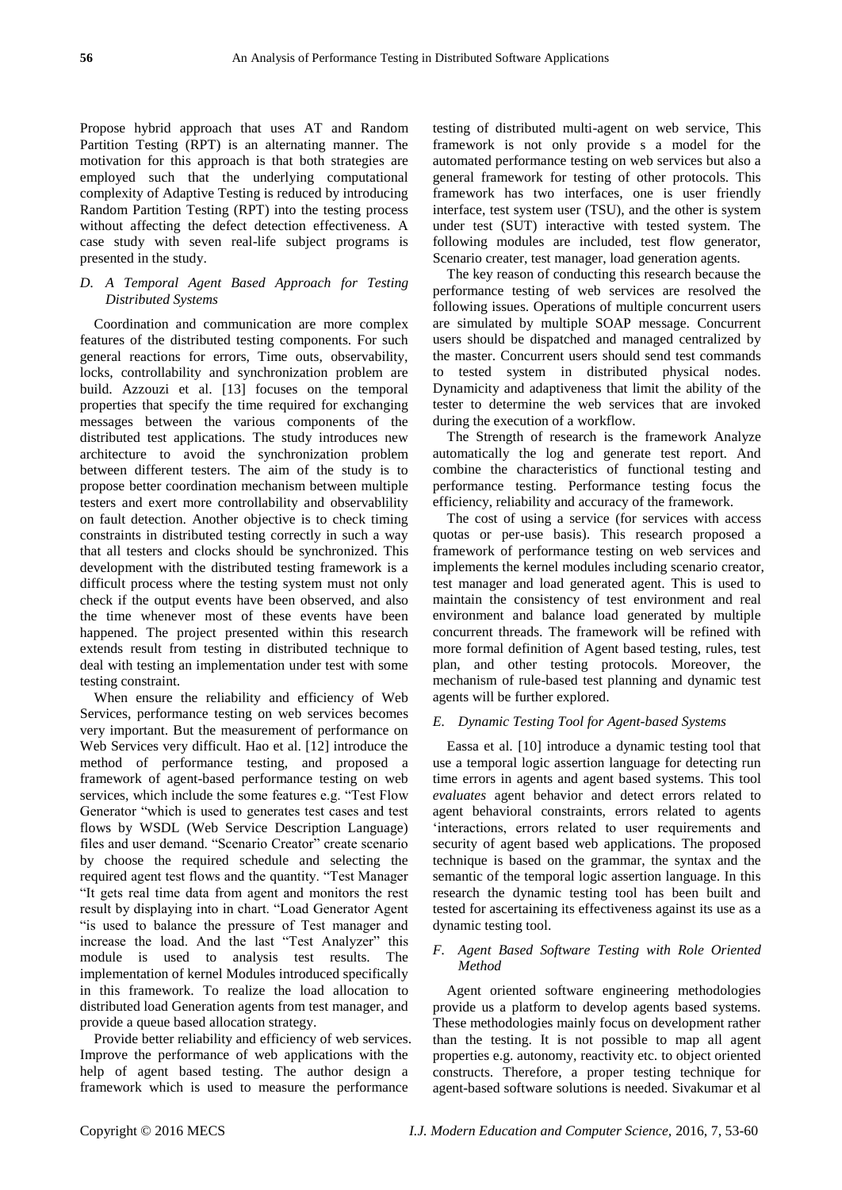Propose hybrid approach that uses AT and Random Partition Testing (RPT) is an alternating manner. The motivation for this approach is that both strategies are employed such that the underlying computational complexity of Adaptive Testing is reduced by introducing Random Partition Testing (RPT) into the testing process without affecting the defect detection effectiveness. A case study with seven real-life subject programs is presented in the study.

### *D. A Temporal Agent Based Approach for Testing Distributed Systems*

Coordination and communication are more complex features of the distributed testing components. For such general reactions for errors, Time outs, observability, locks, controllability and synchronization problem are build. Azzouzi et al. [13] focuses on the temporal properties that specify the time required for exchanging messages between the various components of the distributed test applications. The study introduces new architecture to avoid the synchronization problem between different testers. The aim of the study is to propose better coordination mechanism between multiple testers and exert more controllability and observablility on fault detection. Another objective is to check timing constraints in distributed testing correctly in such a way that all testers and clocks should be synchronized. This development with the distributed testing framework is a difficult process where the testing system must not only check if the output events have been observed, and also the time whenever most of these events have been happened. The project presented within this research extends result from testing in distributed technique to deal with testing an implementation under test with some testing constraint.

When ensure the reliability and efficiency of Web Services, performance testing on web services becomes very important. But the measurement of performance on Web Services very difficult. Hao et al. [12] introduce the method of performance testing, and proposed a framework of agent-based performance testing on web services, which include the some features e.g. "Test Flow Generator "which is used to generates test cases and test flows by WSDL (Web Service Description Language) files and user demand. "Scenario Creator" create scenario by choose the required schedule and selecting the required agent test flows and the quantity. "Test Manager "It gets real time data from agent and monitors the rest result by displaying into in chart. "Load Generator Agent "is used to balance the pressure of Test manager and increase the load. And the last "Test Analyzer" this module is used to analysis test results. The implementation of kernel Modules introduced specifically in this framework. To realize the load allocation to distributed load Generation agents from test manager, and provide a queue based allocation strategy.

Provide better reliability and efficiency of web services. Improve the performance of web applications with the help of agent based testing. The author design a framework which is used to measure the performance testing of distributed multi-agent on web service, This framework is not only provide s a model for the automated performance testing on web services but also a general framework for testing of other protocols. This framework has two interfaces, one is user friendly interface, test system user (TSU), and the other is system under test (SUT) interactive with tested system. The following modules are included, test flow generator, Scenario creater, test manager, load generation agents.

The key reason of conducting this research because the performance testing of web services are resolved the following issues. Operations of multiple concurrent users are simulated by multiple SOAP message. Concurrent users should be dispatched and managed centralized by the master. Concurrent users should send test commands to tested system in distributed physical nodes. Dynamicity and adaptiveness that limit the ability of the tester to determine the web services that are invoked during the execution of a workflow.

The Strength of research is the framework Analyze automatically the log and generate test report. And combine the characteristics of functional testing and performance testing. Performance testing focus the efficiency, reliability and accuracy of the framework.

The cost of using a service (for services with access quotas or per-use basis). This research proposed a framework of performance testing on web services and implements the kernel modules including scenario creator, test manager and load generated agent. This is used to maintain the consistency of test environment and real environment and balance load generated by multiple concurrent threads. The framework will be refined with more formal definition of Agent based testing, rules, test plan, and other testing protocols. Moreover, the mechanism of rule-based test planning and dynamic test agents will be further explored.

### *E. Dynamic Testing Tool for Agent-based Systems*

Eassa et al. [10] introduce a dynamic testing tool that use a temporal logic assertion language for detecting run time errors in agents and agent based systems. This tool *evaluates* agent behavior and detect errors related to agent behavioral constraints, errors related to agents 'interactions, errors related to user requirements and security of agent based web applications. The proposed technique is based on the grammar, the syntax and the semantic of the temporal logic assertion language. In this research the dynamic testing tool has been built and tested for ascertaining its effectiveness against its use as a dynamic testing tool.

### *F. Agent Based Software Testing with Role Oriented Method*

Agent oriented software engineering methodologies provide us a platform to develop agents based systems. These methodologies mainly focus on development rather than the testing. It is not possible to map all agent properties e.g. autonomy, reactivity etc. to object oriented constructs. Therefore, a proper testing technique for agent-based software solutions is needed. Sivakumar et al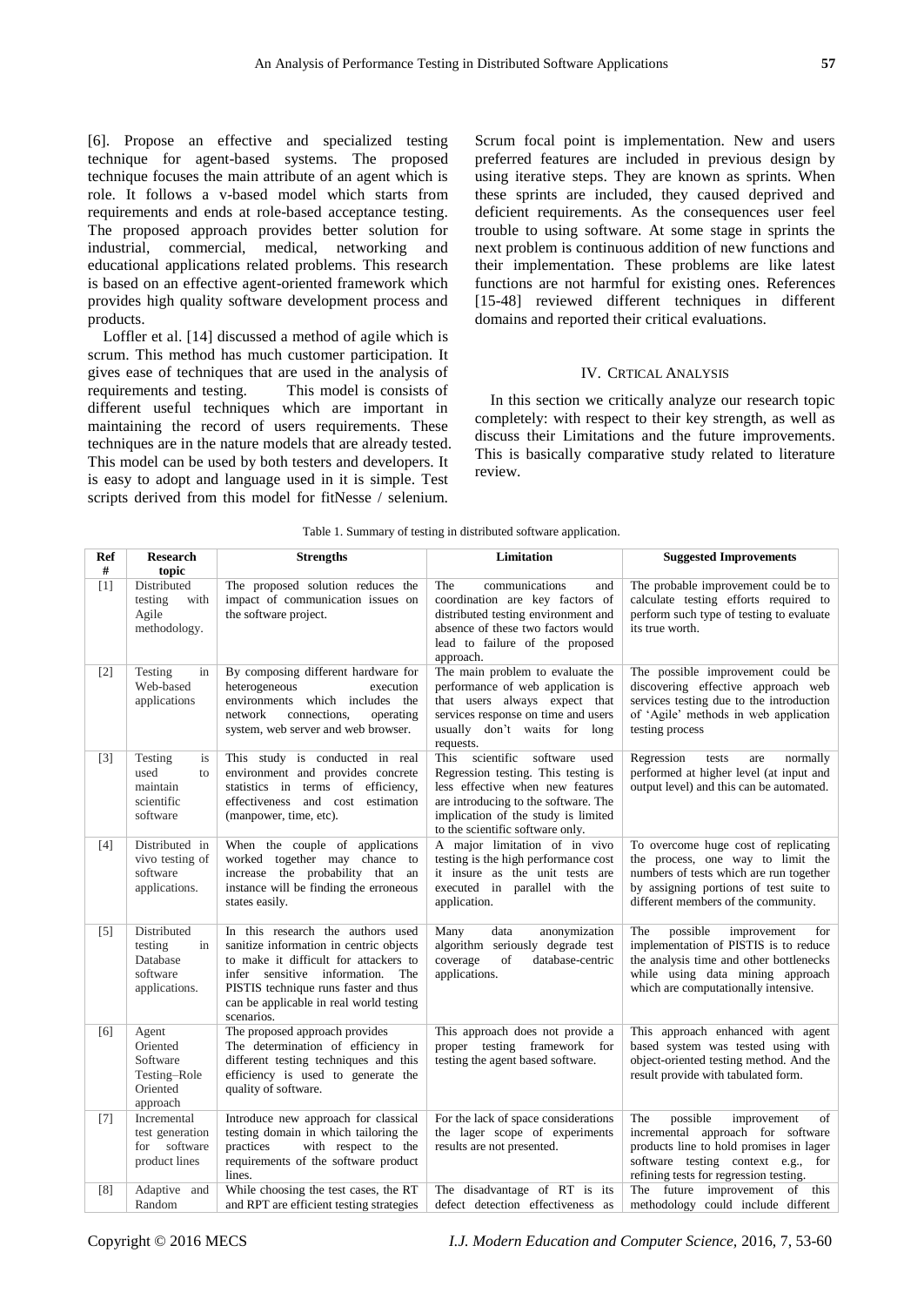[6]. Propose an effective and specialized testing technique for agent-based systems. The proposed technique focuses the main attribute of an agent which is role. It follows a v-based model which starts from requirements and ends at role-based acceptance testing. The proposed approach provides better solution for industrial, commercial, medical, networking and educational applications related problems. This research is based on an effective agent-oriented framework which provides high quality software development process and products.

Loffler et al. [14] discussed a method of agile which is scrum. This method has much customer participation. It gives ease of techniques that are used in the analysis of requirements and testing. This model is consists of different useful techniques which are important in maintaining the record of users requirements. These techniques are in the nature models that are already tested. This model can be used by both testers and developers. It is easy to adopt and language used in it is simple. Test scripts derived from this model for fitNesse / selenium. Scrum focal point is implementation. New and users preferred features are included in previous design by using iterative steps. They are known as sprints. When these sprints are included, they caused deprived and deficient requirements. As the consequences user feel trouble to using software. At some stage in sprints the next problem is continuous addition of new functions and their implementation. These problems are like latest functions are not harmful for existing ones. References [15-48] reviewed different techniques in different domains and reported their critical evaluations.

## IV. CRTICAL ANALYSIS

In this section we critically analyze our research topic completely: with respect to their key strength, as well as discuss their Limitations and the future improvements. This is basically comparative study related to literature review.

Table 1. Summary of testing in distributed software application.

| Ref # | Research topic | Strengths | Limitation | Suggested Improvements |
|---|---|---|---|---|
| [1] | Distributed testing with Agile methodology. | The proposed solution reduces the impact of communication issues on the software project. | The communications and coordination are key factors of distributed testing environment and absence of these two factors would lead to failure of the proposed approach. | The probable improvement could be to calculate testing efforts required to perform such type of testing to evaluate its true worth. |
| [2] | Testing in Web-based applications | By composing different hardware for heterogeneous execution environments which includes the network connections, operating system, web server and web browser. | The main problem to evaluate the performance of web application is that users always expect that services response on time and users usually don't waits for long requests. | The possible improvement could be discovering effective approach web services testing due to the introduction of 'Agile' methods in web application testing process |
| [3] | Testing is used to maintain scientific software | This study is conducted in real environment and provides concrete statistics in terms of efficiency, effectiveness and cost estimation (manpower, time, etc). | This scientific software used Regression testing. This testing is less effective when new features are introducing to the software. The implication of the study is limited to the scientific software only. | Regression tests are normally performed at higher level (at input and output level) and this can be automated. |
| [4] | Distributed in vivo testing of software applications. | When the couple of applications worked together may chance to increase the probability that an instance will be finding the erroneous states easily. | A major limitation of in vivo testing is the high performance cost it insure as the unit tests are executed in parallel with the application. | To overcome huge cost of replicating the process, one way to limit the numbers of tests which are run together by assigning portions of test suite to different members of the community. |
| [5] | Distributed testing in Database software applications. | In this research the authors used sanitize information in centric objects to make it difficult for attackers to infer sensitive information. The PISTIS technique runs faster and thus can be applicable in real world testing scenarios. | Many data anonymization algorithm seriously degrade test coverage of database-centric applications. | The possible improvement for implementation of PISTIS is to reduce the analysis time and other bottlenecks while using data mining approach which are computationally intensive. |
| [6] | Agent Oriented Software Testing–Role Oriented approach | The proposed approach provides The determination of efficiency in different testing techniques and this efficiency is used to generate the quality of software. | This approach does not provide a proper testing framework for testing the agent based software. | This approach enhanced with agent based system was tested using with object-oriented testing method. And the result provide with tabulated form. |
| [7] | Incremental test generation for software product lines | Introduce new approach for classical testing domain in which tailoring the practices with respect to the requirements of the software product lines. | For the lack of space considerations the lager scope of experiments results are not presented. | The possible improvement of incremental approach for software products line to hold promises in lager software testing context e.g., for refining tests for regression testing. |
| [8] | Adaptive and Random | While choosing the test cases, the RT and RPT are efficient testing strategies | The disadvantage of RT is its defect detection effectiveness as | The future improvement of this methodology could include different |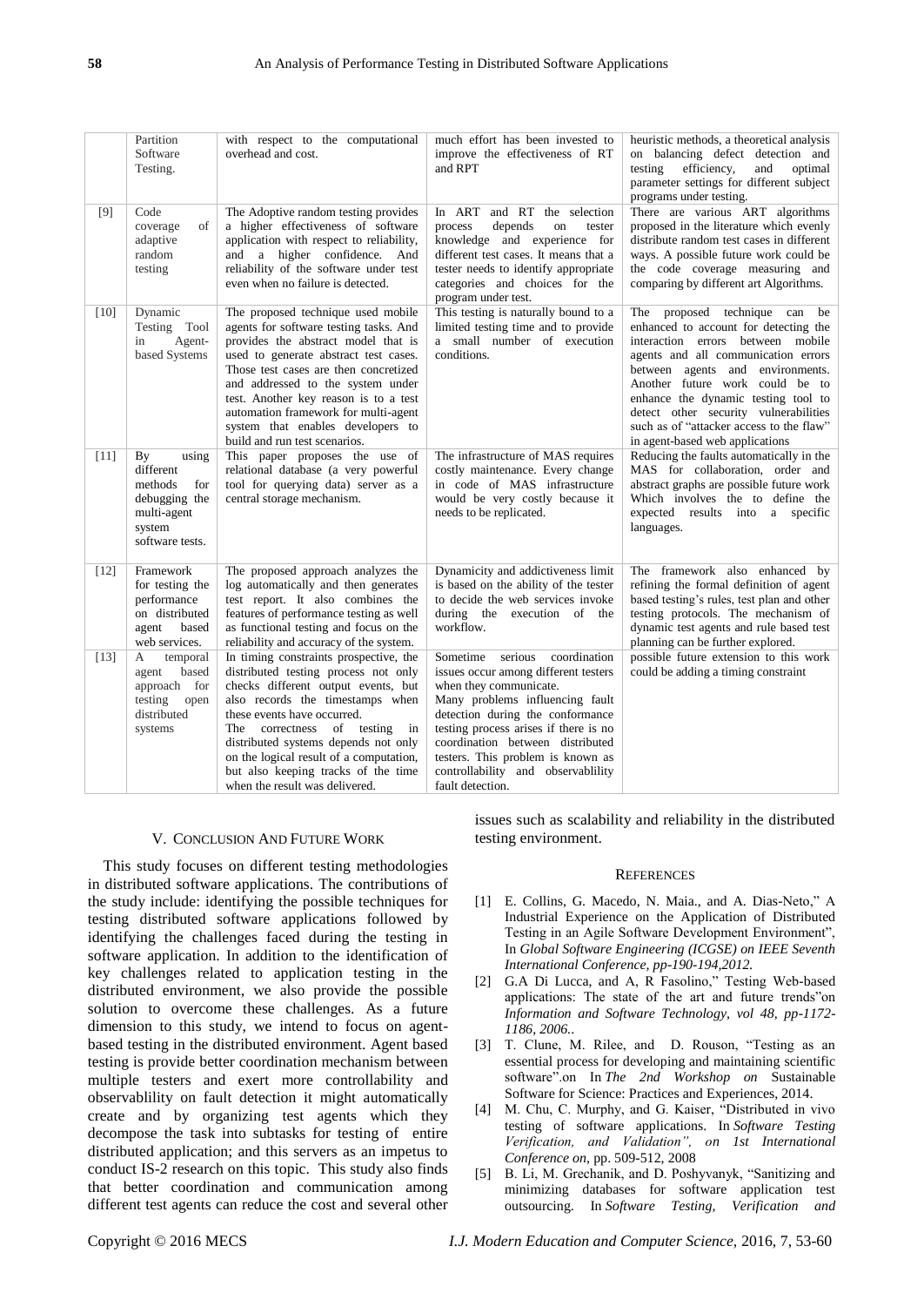|  | Partition Software Testing. | with respect to the computational overhead and cost. | much effort has been invested to improve the effectiveness of RT and RPT | heuristic methods, a theoretical analysis on balancing defect detection and testing efficiency, and optimal parameter settings for different subject programs under testing. |
|---|---|---|---|---|
| [9] | Code coverage of adaptive random testing | The Adoptive random testing provides a higher effectiveness of software application with respect to reliability, and a higher confidence. And reliability of the software under test even when no failure is detected. | In ART and RT the selection process depends on tester knowledge and experience for different test cases. It means that a tester needs to identify appropriate categories and choices for the program under test. | There are various ART algorithms proposed in the literature which evenly distribute random test cases in different ways. A possible future work could be the code coverage measuring and comparing by different art Algorithms. |
| [10] | Dynamic Testing Tool in Agent-based Systems | The proposed technique used mobile agents for software testing tasks. And provides the abstract model that is used to generate abstract test cases. Those test cases are then concretized and addressed to the system under test. Another key reason is to a test automation framework for multi-agent system that enables developers to build and run test scenarios. | This testing is naturally bound to a limited testing time and to provide a small number of execution conditions. | The proposed technique can be enhanced to account for detecting the interaction errors between mobile agents and all communication errors between agents and environments. Another future work could be to enhance the dynamic testing tool to detect other security vulnerabilities such as of "attacker access to the flaw" in agent-based web applications |
| [11] | By using different methods for debugging the multi-agent system software tests. | This paper proposes the use of relational database (a very powerful tool for querying data) server as a central storage mechanism. | The infrastructure of MAS requires costly maintenance. Every change in code of MAS infrastructure would be very costly because it needs to be replicated. | Reducing the faults automatically in the MAS for collaboration, order and abstract graphs are possible future work Which involves the to define the expected results into a specific languages. |
| [12] | Framework for testing the performance on distributed agent based web services. | The proposed approach analyzes the log automatically and then generates test report. It also combines the features of performance testing as well as functional testing and focus on the reliability and accuracy of the system. | Dynamicity and addictiveness limit is based on the ability of the tester to decide the web services invoke during the execution of the workflow. | The framework also enhanced by refining the formal definition of agent based testing's rules, test plan and other testing protocols. The mechanism of dynamic test agents and rule based test planning can be further explored. |
| [13] | A temporal agent based approach for testing open distributed systems | In timing constraints prospective, the distributed testing process not only checks different output events, but also records the timestamps when these events have occurred. The correctness of testing in distributed systems depends not only on the logical result of a computation, but also keeping tracks of the time when the result was delivered. | Sometime serious coordination issues occur among different testers when they communicate. Many problems influencing fault detection during the conformance testing process arises if there is no coordination between distributed testers. This problem is known as controllability and observablility fault detection. | possible future extension to this work could be adding a timing constraint |

## V. Conclusion And Future Work

This study focuses on different testing methodologies in distributed software applications. The contributions of the study include: identifying the possible techniques for testing distributed software applications followed by identifying the challenges faced during the testing in software application. In addition to the identification of key challenges related to application testing in the distributed environment, we also provide the possible solution to overcome these challenges. As a future dimension to this study, we intend to focus on agent-based testing in the distributed environment. Agent based testing is provide better coordination mechanism between multiple testers and exert more controllability and observablility on fault detection it might automatically create and by organizing test agents which they decompose the task into subtasks for testing of entire distributed application; and this servers as an impetus to conduct IS-2 research on this topic. This study also finds that better coordination and communication among different test agents can reduce the cost and several other issues such as scalability and reliability in the distributed testing environment.

## References

[1] E. Collins, G. Macedo, N. Maia., and A. Dias-Neto," A Industrial Experience on the Application of Distributed Testing in an Agile Software Development Environment", In *Global Software Engineering (ICGSE) on IEEE Seventh International Conference, pp-190-194,2012.*

[2] G.A Di Lucca, and A, R Fasolino," Testing Web-based applications: The state of the art and future trends"on *Information and Software Technology, vol 48, pp-1172-1186, 2006.*.

[3] T. Clune, M. Rilee, and D. Rouson, "Testing as an essential process for developing and maintaining scientific software".on In *The 2nd Workshop on* Sustainable Software for Science: Practices and Experiences, 2014.

[4] M. Chu, C. Murphy, and G. Kaiser, "Distributed in vivo testing of software applications. In *Software Testing Verification, and Validation", on 1st International Conference on*, pp. 509-512, 2008

[5] B. Li, M. Grechanik, and D. Poshyvanyk, "Sanitizing and minimizing databases for software application test outsourcing. In *Software Testing, Verification and*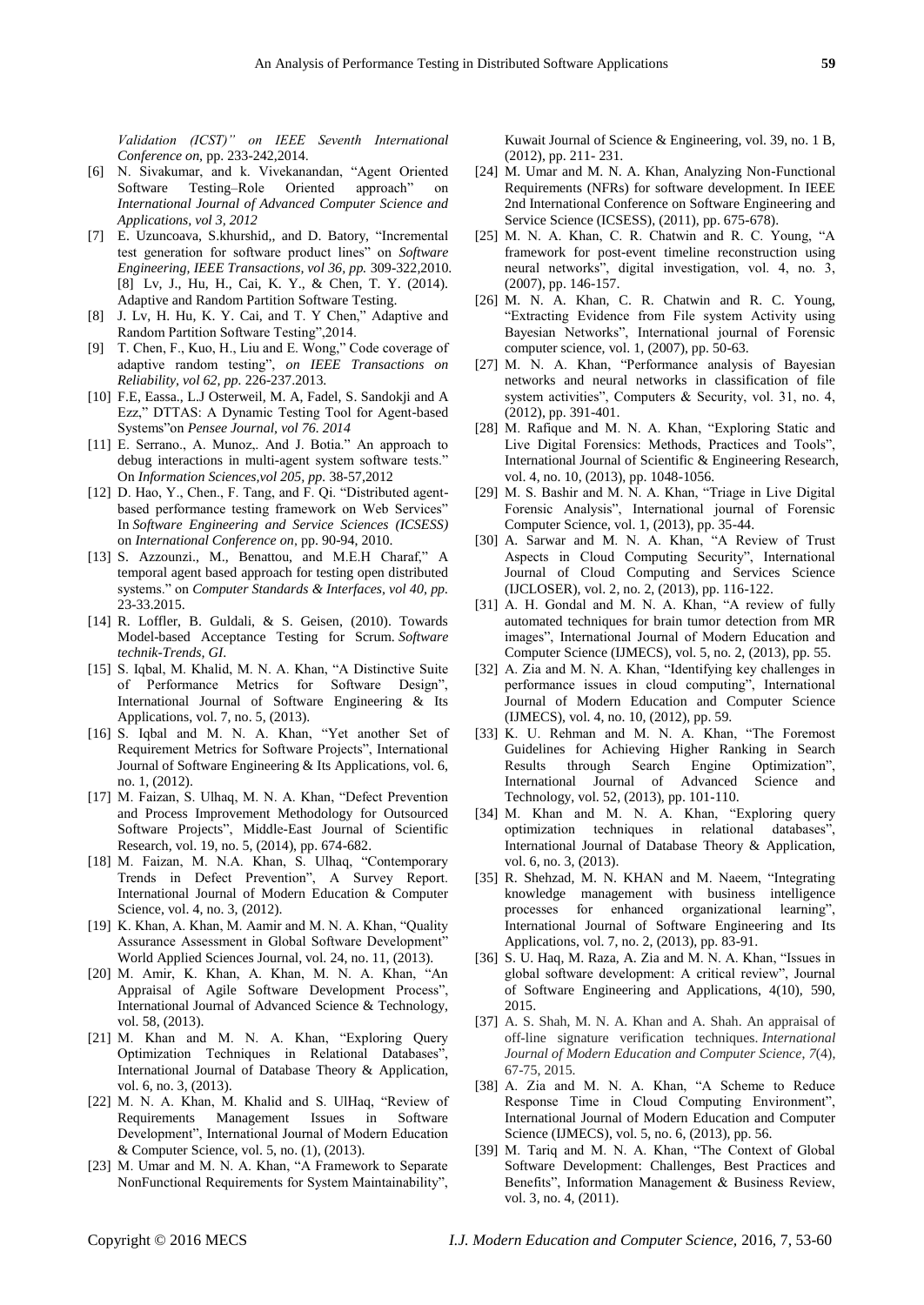*Validation (ICST)" on IEEE Seventh International Conference on*, pp. 233-242,2014.

[6] N. Sivakumar, and k. Vivekanandan, "Agent Oriented Software Testing–Role Oriented approach" on *International Journal of Advanced Computer Science and Applications, vol 3, 2012*

[7] E. Uzuncoava, S.khurshid,, and D. Batory, "Incremental test generation for software product lines" on *Software Engineering, IEEE Transactions, vol 36, pp.* 309-322,2010. [8] Lv, J., Hu, H., Cai, K. Y., & Chen, T. Y. (2014). Adaptive and Random Partition Software Testing.

[8] J. Lv, H. Hu, K. Y. Cai, and T. Y Chen," Adaptive and Random Partition Software Testing",2014.

[9] T. Chen, F., Kuo, H., Liu and E. Wong," Code coverage of adaptive random testing", *on IEEE Transactions on Reliability, vol 62, pp.* 226-237.2013.

[10] F.E, Eassa., L.J Osterweil, M. A, Fadel, S. Sandokji and A Ezz," DTTAS: A Dynamic Testing Tool for Agent-based Systems"on *Pensee Journal, vol 76. 2014*

[11] E. Serrano., A. Munoz,. And J. Botia." An approach to debug interactions in multi-agent system software tests." On *Information Sciences,vol 205, pp.* 38-57,2012

[12] D. Hao, Y., Chen., F. Tang, and F. Qi. "Distributed agent-based performance testing framework on Web Services" In *Software Engineering and Service Sciences (ICSESS)* on *International Conference on*, pp. 90-94, 2010.

[13] S. Azzounzi., M., Benattou, and M.E.H Charaf," A temporal agent based approach for testing open distributed systems." on *Computer Standards & Interfaces, vol 40, pp.* 23-33.2015.

[14] R. Loffler, B. Guldali, & S. Geisen, (2010). Towards Model-based Acceptance Testing for Scrum. *Software technik-Trends, GI*.

[15] S. Iqbal, M. Khalid, M. N. A. Khan, "A Distinctive Suite of Performance Metrics for Software Design", International Journal of Software Engineering & Its Applications, vol. 7, no. 5, (2013).

[16] S. Iqbal and M. N. A. Khan, "Yet another Set of Requirement Metrics for Software Projects", International Journal of Software Engineering & Its Applications, vol. 6, no. 1, (2012).

[17] M. Faizan, S. Ulhaq, M. N. A. Khan, "Defect Prevention and Process Improvement Methodology for Outsourced Software Projects", Middle-East Journal of Scientific Research, vol. 19, no. 5, (2014), pp. 674-682.

[18] M. Faizan, M. N.A. Khan, S. Ulhaq, "Contemporary Trends in Defect Prevention", A Survey Report. International Journal of Modern Education & Computer Science, vol. 4, no. 3, (2012).

[19] K. Khan, A. Khan, M. Aamir and M. N. A. Khan, "Quality Assurance Assessment in Global Software Development" World Applied Sciences Journal, vol. 24, no. 11, (2013).

[20] M. Amir, K. Khan, A. Khan, M. N. A. Khan, "An Appraisal of Agile Software Development Process", International Journal of Advanced Science & Technology, vol. 58, (2013).

[21] M. Khan and M. N. A. Khan, "Exploring Query Optimization Techniques in Relational Databases", International Journal of Database Theory & Application, vol. 6, no. 3, (2013).

[22] M. N. A. Khan, M. Khalid and S. UlHaq, "Review of Requirements Management Issues in Software Development", International Journal of Modern Education & Computer Science, vol. 5, no. (1), (2013).

[23] M. Umar and M. N. A. Khan, "A Framework to Separate NonFunctional Requirements for System Maintainability", Kuwait Journal of Science & Engineering, vol. 39, no. 1 B, (2012), pp. 211- 231.

[24] M. Umar and M. N. A. Khan, Analyzing Non-Functional Requirements (NFRs) for software development. In IEEE 2nd International Conference on Software Engineering and Service Science (ICSESS), (2011), pp. 675-678).

[25] M. N. A. Khan, C. R. Chatwin and R. C. Young, "A framework for post-event timeline reconstruction using neural networks", digital investigation, vol. 4, no. 3, (2007), pp. 146-157.

[26] M. N. A. Khan, C. R. Chatwin and R. C. Young, "Extracting Evidence from File system Activity using Bayesian Networks", International journal of Forensic computer science, vol. 1, (2007), pp. 50-63.

[27] M. N. A. Khan, "Performance analysis of Bayesian networks and neural networks in classification of file system activities", Computers & Security, vol. 31, no. 4, (2012), pp. 391-401.

[28] M. Rafique and M. N. A. Khan, "Exploring Static and Live Digital Forensics: Methods, Practices and Tools", International Journal of Scientific & Engineering Research, vol. 4, no. 10, (2013), pp. 1048-1056.

[29] M. S. Bashir and M. N. A. Khan, "Triage in Live Digital Forensic Analysis", International journal of Forensic Computer Science, vol. 1, (2013), pp. 35-44.

[30] A. Sarwar and M. N. A. Khan, "A Review of Trust Aspects in Cloud Computing Security", International Journal of Cloud Computing and Services Science (IJCLOSER), vol. 2, no. 2, (2013), pp. 116-122.

[31] A. H. Gondal and M. N. A. Khan, "A review of fully automated techniques for brain tumor detection from MR images", International Journal of Modern Education and Computer Science (IJMECS), vol. 5, no. 2, (2013), pp. 55.

[32] A. Zia and M. N. A. Khan, "Identifying key challenges in performance issues in cloud computing", International Journal of Modern Education and Computer Science (IJMECS), vol. 4, no. 10, (2012), pp. 59.

[33] K. U. Rehman and M. N. A. Khan, "The Foremost Guidelines for Achieving Higher Ranking in Search Results through Search Engine Optimization", International Journal of Advanced Science and Technology, vol. 52, (2013), pp. 101-110.

[34] M. Khan and M. N. A. Khan, "Exploring query optimization techniques in relational databases", International Journal of Database Theory & Application, vol. 6, no. 3, (2013).

[35] R. Shehzad, M. N. KHAN and M. Naeem, "Integrating knowledge management with business intelligence processes for enhanced organizational learning", International Journal of Software Engineering and Its Applications, vol. 7, no. 2, (2013), pp. 83-91.

[36] S. U. Haq, M. Raza, A. Zia and M. N. A. Khan, "Issues in global software development: A critical review", Journal of Software Engineering and Applications, 4(10), 590, 2015.

[37] A. S. Shah, M. N. A. Khan and A. Shah. An appraisal of off-line signature verification techniques. *International Journal of Modern Education and Computer Science*, *7*(4), 67-75, 2015.

[38] A. Zia and M. N. A. Khan, "A Scheme to Reduce Response Time in Cloud Computing Environment", International Journal of Modern Education and Computer Science (IJMECS), vol. 5, no. 6, (2013), pp. 56.

[39] M. Tariq and M. N. A. Khan, "The Context of Global Software Development: Challenges, Best Practices and Benefits", Information Management & Business Review, vol. 3, no. 4, (2011).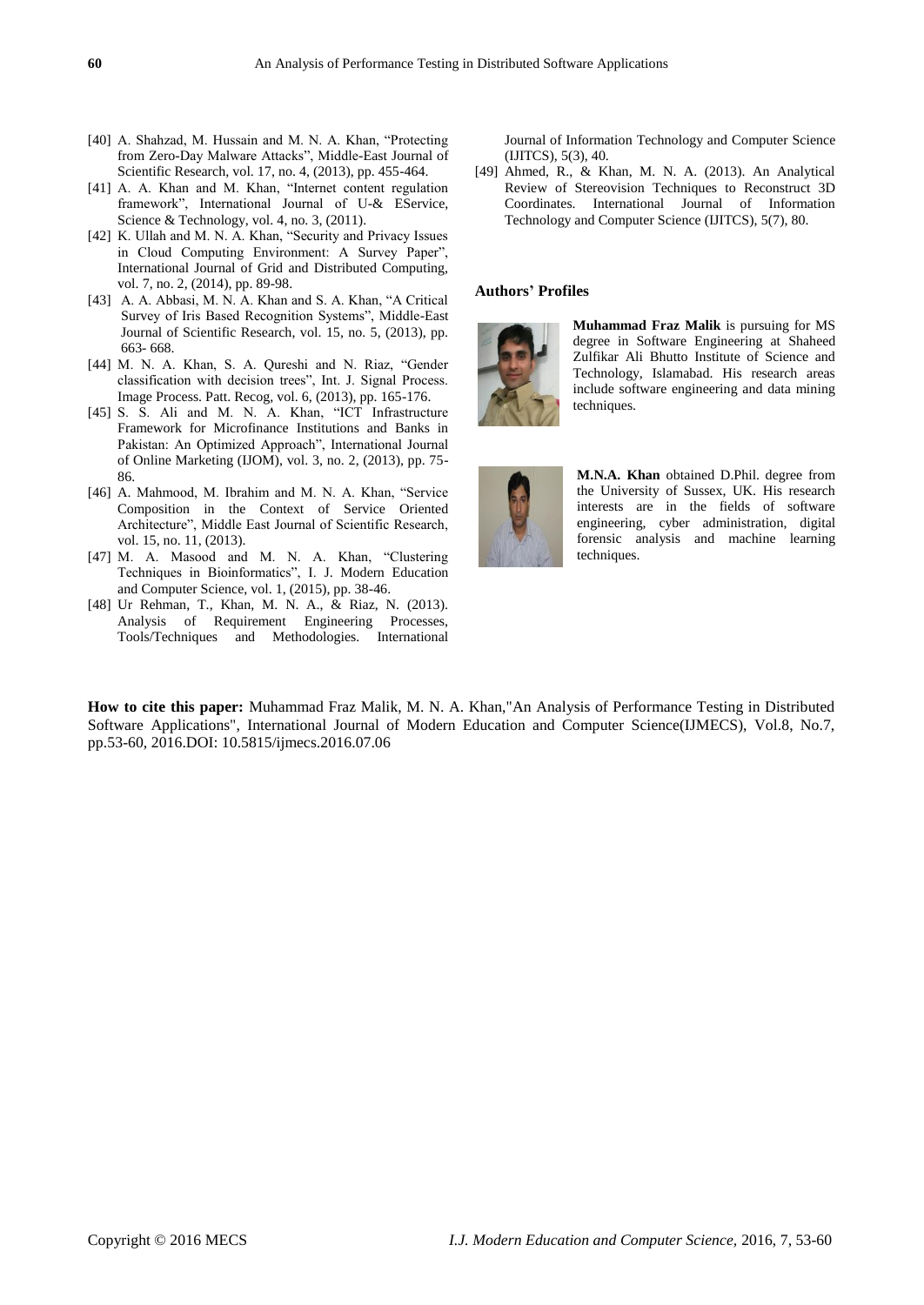[40] A. Shahzad, M. Hussain and M. N. A. Khan, "Protecting from Zero-Day Malware Attacks", Middle-East Journal of Scientific Research, vol. 17, no. 4, (2013), pp. 455-464.

[41] A. A. Khan and M. Khan, "Internet content regulation framework", International Journal of U-& EService, Science & Technology, vol. 4, no. 3, (2011).

[42] K. Ullah and M. N. A. Khan, "Security and Privacy Issues in Cloud Computing Environment: A Survey Paper", International Journal of Grid and Distributed Computing, vol. 7, no. 2, (2014), pp. 89-98.

[43] A. A. Abbasi, M. N. A. Khan and S. A. Khan, "A Critical Survey of Iris Based Recognition Systems", Middle-East Journal of Scientific Research, vol. 15, no. 5, (2013), pp. 663- 668.

[44] M. N. A. Khan, S. A. Qureshi and N. Riaz, "Gender classification with decision trees", Int. J. Signal Process. Image Process. Patt. Recog, vol. 6, (2013), pp. 165-176.

[45] S. S. Ali and M. N. A. Khan, "ICT Infrastructure Framework for Microfinance Institutions and Banks in Pakistan: An Optimized Approach", International Journal of Online Marketing (IJOM), vol. 3, no. 2, (2013), pp. 75-86.

[46] A. Mahmood, M. Ibrahim and M. N. A. Khan, "Service Composition in the Context of Service Oriented Architecture", Middle East Journal of Scientific Research, vol. 15, no. 11, (2013).

[47] M. A. Masood and M. N. A. Khan, "Clustering Techniques in Bioinformatics", I. J. Modern Education and Computer Science, vol. 1, (2015), pp. 38-46.

[48] Ur Rehman, T., Khan, M. N. A., & Riaz, N. (2013). Analysis of Requirement Engineering Processes, Tools/Techniques and Methodologies. International Journal of Information Technology and Computer Science (IJITCS), 5(3), 40.

[49] Ahmed, R., & Khan, M. N. A. (2013). An Analytical Review of Stereovision Techniques to Reconstruct 3D Coordinates. International Journal of Information Technology and Computer Science (IJITCS), 5(7), 80.

## Authors' Profiles

**Muhammad Fraz Malik** is pursuing for MS degree in Software Engineering at Shaheed Zulfikar Ali Bhutto Institute of Science and Technology, Islamabad. His research areas include software engineering and data mining techniques.

**M.N.A. Khan** obtained D.Phil. degree from the University of Sussex, UK. His research interests are in the fields of software engineering, cyber administration, digital forensic analysis and machine learning techniques.

**How to cite this paper:** Muhammad Fraz Malik, M. N. A. Khan,"An Analysis of Performance Testing in Distributed Software Applications", International Journal of Modern Education and Computer Science(IJMECS), Vol.8, No.7, pp.53-60, 2016.DOI: 10.5815/ijmecs.2016.07.06